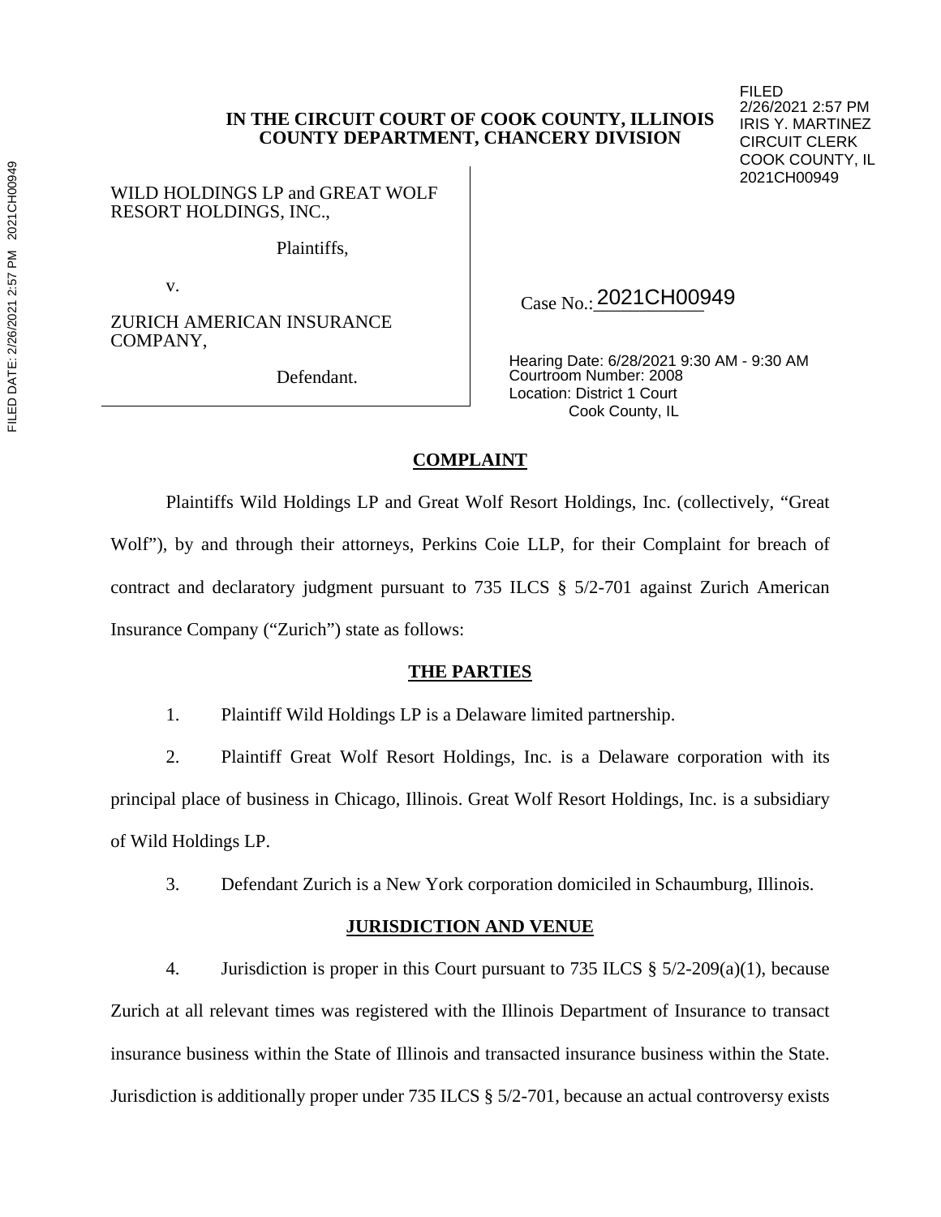FILED
2/26/2021 2:57 PM
IRIS Y. MARTINEZ
CIRCUIT CLERK
COOK COUNTY, IL
2021CH00949

**IN THE CIRCUIT COURT OF COOK COUNTY, ILLINOIS**
**COUNTY DEPARTMENT, CHANCERY DIVISION**

WILD HOLDINGS LP and GREAT WOLF RESORT HOLDINGS, INC.,

Plaintiffs,

v.

ZURICH AMERICAN INSURANCE COMPANY,

Defendant.

Case No.: 2021CH00949

Hearing Date: 6/28/2021 9:30 AM - 9:30 AM
Courtroom Number: 2008
Location: District 1 Court
Cook County, IL

## COMPLAINT

Plaintiffs Wild Holdings LP and Great Wolf Resort Holdings, Inc. (collectively, "Great Wolf"), by and through their attorneys, Perkins Coie LLP, for their Complaint for breach of contract and declaratory judgment pursuant to 735 ILCS § 5/2-701 against Zurich American Insurance Company ("Zurich") state as follows:

## THE PARTIES

1. Plaintiff Wild Holdings LP is a Delaware limited partnership.

2. Plaintiff Great Wolf Resort Holdings, Inc. is a Delaware corporation with its principal place of business in Chicago, Illinois. Great Wolf Resort Holdings, Inc. is a subsidiary of Wild Holdings LP.

3. Defendant Zurich is a New York corporation domiciled in Schaumburg, Illinois.

## JURISDICTION AND VENUE

4. Jurisdiction is proper in this Court pursuant to 735 ILCS § 5/2-209(a)(1), because Zurich at all relevant times was registered with the Illinois Department of Insurance to transact insurance business within the State of Illinois and transacted insurance business within the State. Jurisdiction is additionally proper under 735 ILCS § 5/2-701, because an actual controversy exists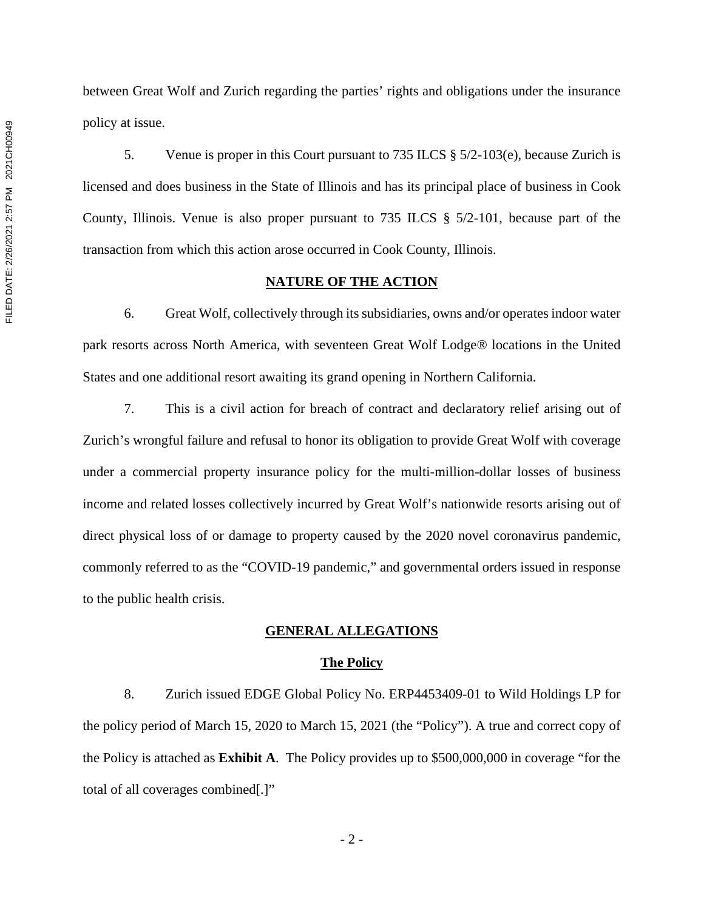between Great Wolf and Zurich regarding the parties' rights and obligations under the insurance policy at issue.

5. Venue is proper in this Court pursuant to 735 ILCS § 5/2-103(e), because Zurich is licensed and does business in the State of Illinois and has its principal place of business in Cook County, Illinois. Venue is also proper pursuant to 735 ILCS § 5/2-101, because part of the transaction from which this action arose occurred in Cook County, Illinois.

## NATURE OF THE ACTION

6. Great Wolf, collectively through its subsidiaries, owns and/or operates indoor water park resorts across North America, with seventeen Great Wolf Lodge® locations in the United States and one additional resort awaiting its grand opening in Northern California.

7. This is a civil action for breach of contract and declaratory relief arising out of Zurich's wrongful failure and refusal to honor its obligation to provide Great Wolf with coverage under a commercial property insurance policy for the multi-million-dollar losses of business income and related losses collectively incurred by Great Wolf's nationwide resorts arising out of direct physical loss of or damage to property caused by the 2020 novel coronavirus pandemic, commonly referred to as the "COVID-19 pandemic," and governmental orders issued in response to the public health crisis.

## GENERAL ALLEGATIONS

### The Policy

8. Zurich issued EDGE Global Policy No. ERP4453409-01 to Wild Holdings LP for the policy period of March 15, 2020 to March 15, 2021 (the "Policy"). A true and correct copy of the Policy is attached as **Exhibit A**. The Policy provides up to $500,000,000 in coverage "for the total of all coverages combined[.]"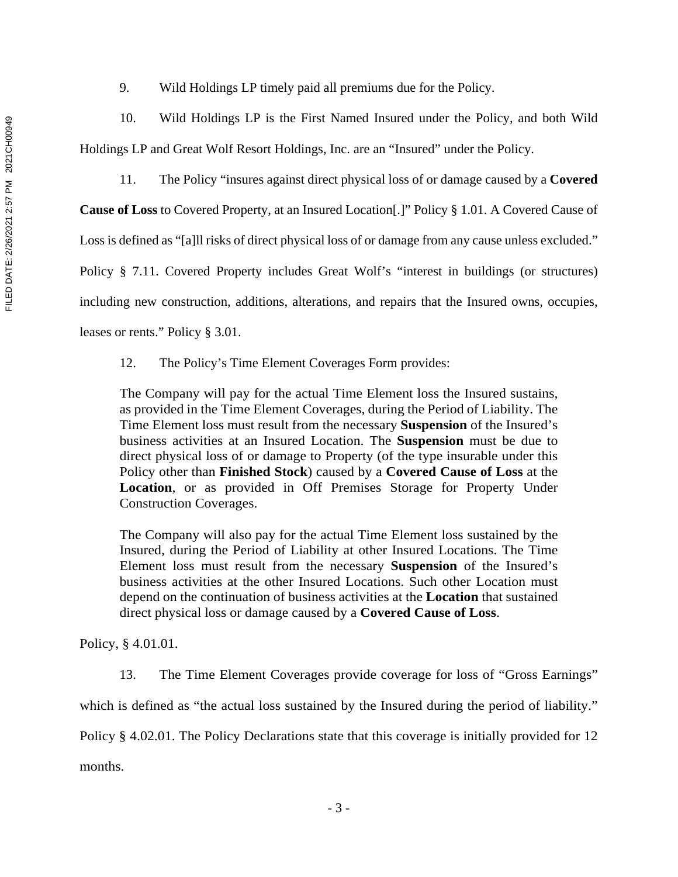9. Wild Holdings LP timely paid all premiums due for the Policy.

10. Wild Holdings LP is the First Named Insured under the Policy, and both Wild Holdings LP and Great Wolf Resort Holdings, Inc. are an "Insured" under the Policy.

11. The Policy "insures against direct physical loss of or damage caused by a **Covered Cause of Loss** to Covered Property, at an Insured Location[.]" Policy § 1.01. A Covered Cause of Loss is defined as "[a]ll risks of direct physical loss of or damage from any cause unless excluded." Policy § 7.11. Covered Property includes Great Wolf's "interest in buildings (or structures) including new construction, additions, alterations, and repairs that the Insured owns, occupies, leases or rents." Policy § 3.01.

12. The Policy's Time Element Coverages Form provides:

> The Company will pay for the actual Time Element loss the Insured sustains, as provided in the Time Element Coverages, during the Period of Liability. The Time Element loss must result from the necessary **Suspension** of the Insured's business activities at an Insured Location. The **Suspension** must be due to direct physical loss of or damage to Property (of the type insurable under this Policy other than **Finished Stock**) caused by a **Covered Cause of Loss** at the **Location**, or as provided in Off Premises Storage for Property Under Construction Coverages.
>
> The Company will also pay for the actual Time Element loss sustained by the Insured, during the Period of Liability at other Insured Locations. The Time Element loss must result from the necessary **Suspension** of the Insured's business activities at the other Insured Locations. Such other Location must depend on the continuation of business activities at the **Location** that sustained direct physical loss or damage caused by a **Covered Cause of Loss**.

Policy, § 4.01.01.

13. The Time Element Coverages provide coverage for loss of "Gross Earnings" which is defined as "the actual loss sustained by the Insured during the period of liability." Policy § 4.02.01. The Policy Declarations state that this coverage is initially provided for 12 months.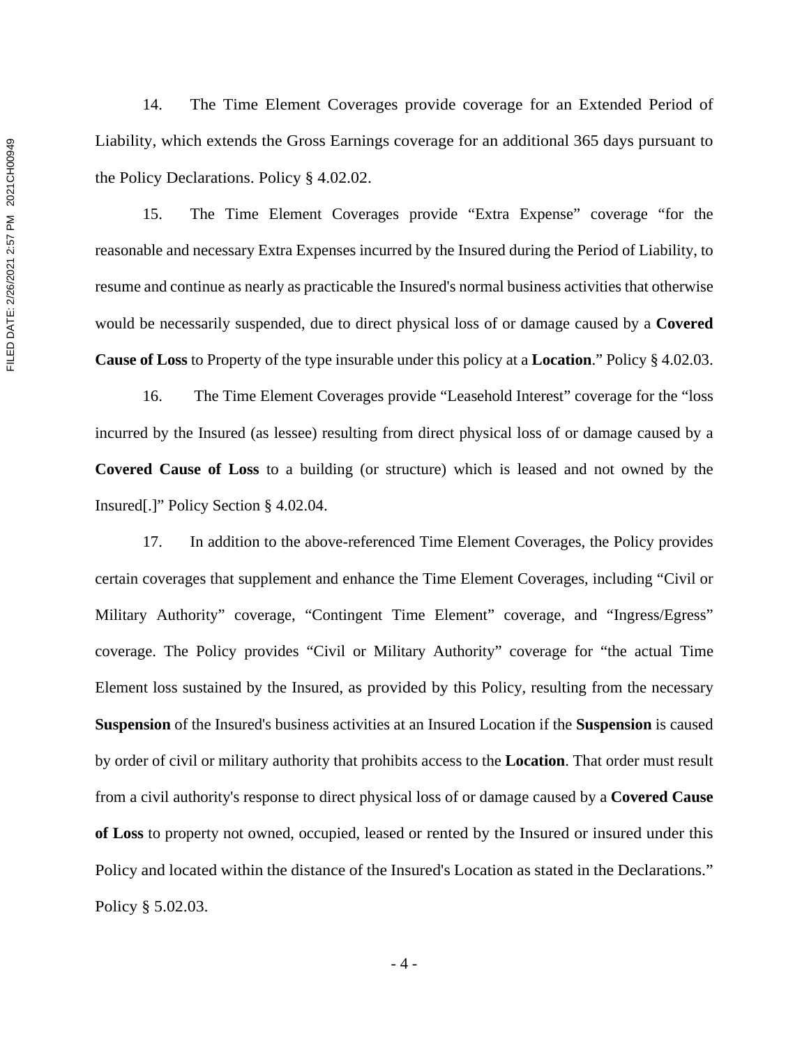14. The Time Element Coverages provide coverage for an Extended Period of Liability, which extends the Gross Earnings coverage for an additional 365 days pursuant to the Policy Declarations. Policy § 4.02.02.

15. The Time Element Coverages provide "Extra Expense" coverage "for the reasonable and necessary Extra Expenses incurred by the Insured during the Period of Liability, to resume and continue as nearly as practicable the Insured's normal business activities that otherwise would be necessarily suspended, due to direct physical loss of or damage caused by a **Covered Cause of Loss** to Property of the type insurable under this policy at a **Location**." Policy § 4.02.03.

16. The Time Element Coverages provide "Leasehold Interest" coverage for the "loss incurred by the Insured (as lessee) resulting from direct physical loss of or damage caused by a **Covered Cause of Loss** to a building (or structure) which is leased and not owned by the Insured[.]" Policy Section § 4.02.04.

17. In addition to the above-referenced Time Element Coverages, the Policy provides certain coverages that supplement and enhance the Time Element Coverages, including "Civil or Military Authority" coverage, "Contingent Time Element" coverage, and "Ingress/Egress" coverage. The Policy provides "Civil or Military Authority" coverage for "the actual Time Element loss sustained by the Insured, as provided by this Policy, resulting from the necessary **Suspension** of the Insured's business activities at an Insured Location if the **Suspension** is caused by order of civil or military authority that prohibits access to the **Location**. That order must result from a civil authority's response to direct physical loss of or damage caused by a **Covered Cause of Loss** to property not owned, occupied, leased or rented by the Insured or insured under this Policy and located within the distance of the Insured's Location as stated in the Declarations." Policy § 5.02.03.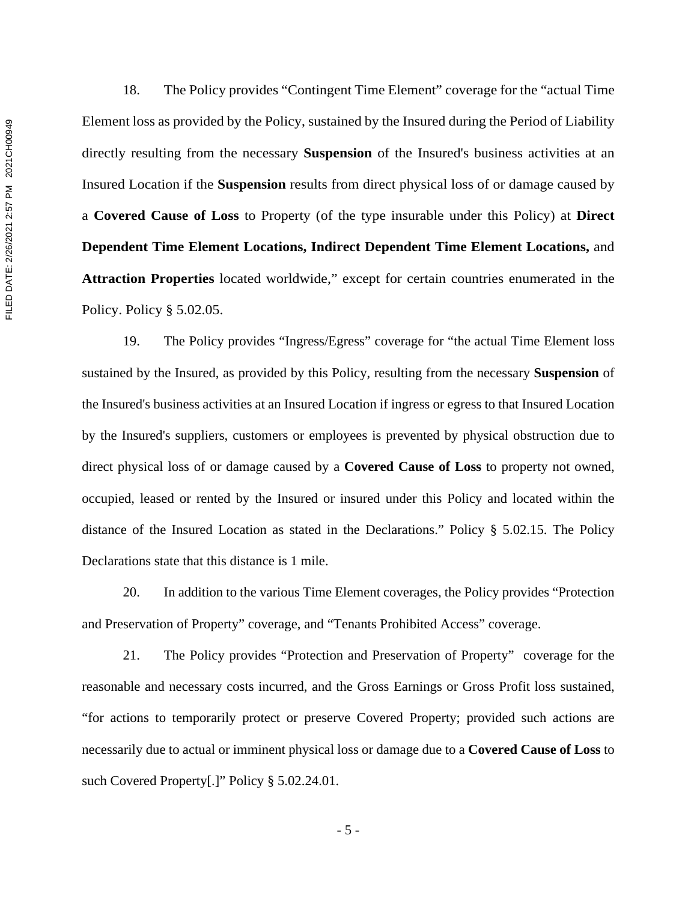18. The Policy provides "Contingent Time Element" coverage for the "actual Time Element loss as provided by the Policy, sustained by the Insured during the Period of Liability directly resulting from the necessary **Suspension** of the Insured's business activities at an Insured Location if the **Suspension** results from direct physical loss of or damage caused by a **Covered Cause of Loss** to Property (of the type insurable under this Policy) at **Direct Dependent Time Element Locations, Indirect Dependent Time Element Locations,** and **Attraction Properties** located worldwide," except for certain countries enumerated in the Policy. Policy § 5.02.05.

19. The Policy provides "Ingress/Egress" coverage for "the actual Time Element loss sustained by the Insured, as provided by this Policy, resulting from the necessary **Suspension** of the Insured's business activities at an Insured Location if ingress or egress to that Insured Location by the Insured's suppliers, customers or employees is prevented by physical obstruction due to direct physical loss of or damage caused by a **Covered Cause of Loss** to property not owned, occupied, leased or rented by the Insured or insured under this Policy and located within the distance of the Insured Location as stated in the Declarations." Policy § 5.02.15. The Policy Declarations state that this distance is 1 mile.

20. In addition to the various Time Element coverages, the Policy provides "Protection and Preservation of Property" coverage, and "Tenants Prohibited Access" coverage.

21. The Policy provides "Protection and Preservation of Property" coverage for the reasonable and necessary costs incurred, and the Gross Earnings or Gross Profit loss sustained, "for actions to temporarily protect or preserve Covered Property; provided such actions are necessarily due to actual or imminent physical loss or damage due to a **Covered Cause of Loss** to such Covered Property[.]" Policy § 5.02.24.01.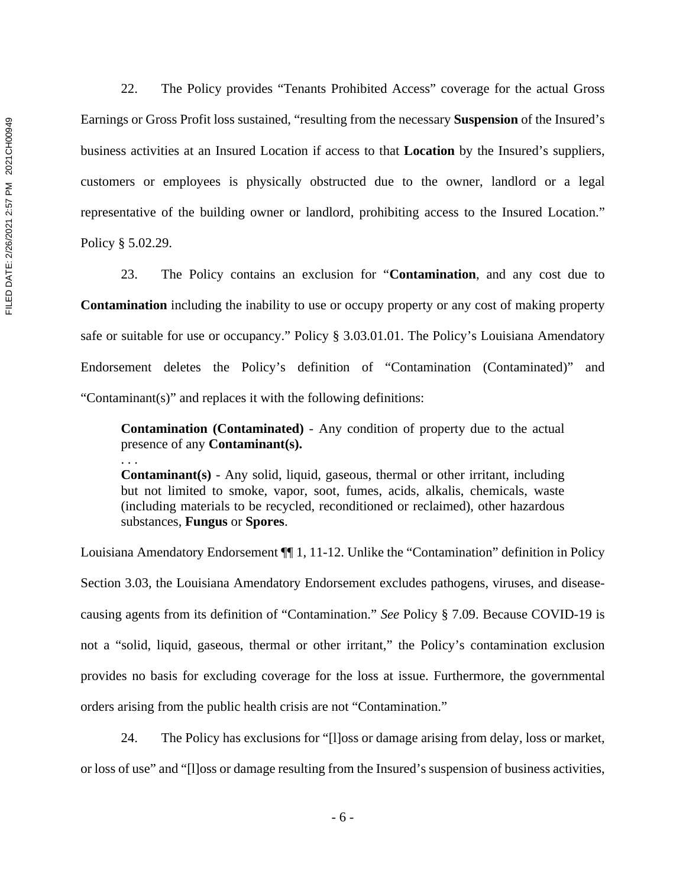22. The Policy provides "Tenants Prohibited Access" coverage for the actual Gross Earnings or Gross Profit loss sustained, "resulting from the necessary **Suspension** of the Insured's business activities at an Insured Location if access to that **Location** by the Insured's suppliers, customers or employees is physically obstructed due to the owner, landlord or a legal representative of the building owner or landlord, prohibiting access to the Insured Location." Policy § 5.02.29.

23. The Policy contains an exclusion for "**Contamination**, and any cost due to **Contamination** including the inability to use or occupy property or any cost of making property safe or suitable for use or occupancy." Policy § 3.03.01.01. The Policy's Louisiana Amendatory Endorsement deletes the Policy's definition of "Contamination (Contaminated)" and "Contaminant(s)" and replaces it with the following definitions:

> **Contamination (Contaminated)** - Any condition of property due to the actual presence of any **Contaminant(s).**
>
> . . .
>
> **Contaminant(s)** - Any solid, liquid, gaseous, thermal or other irritant, including but not limited to smoke, vapor, soot, fumes, acids, alkalis, chemicals, waste (including materials to be recycled, reconditioned or reclaimed), other hazardous substances, **Fungus** or **Spores**.

Louisiana Amendatory Endorsement ¶¶ 1, 11-12. Unlike the "Contamination" definition in Policy Section 3.03, the Louisiana Amendatory Endorsement excludes pathogens, viruses, and disease-causing agents from its definition of "Contamination." *See* Policy § 7.09. Because COVID-19 is not a "solid, liquid, gaseous, thermal or other irritant," the Policy's contamination exclusion provides no basis for excluding coverage for the loss at issue. Furthermore, the governmental orders arising from the public health crisis are not "Contamination."

24. The Policy has exclusions for "[l]oss or damage arising from delay, loss or market, or loss of use" and "[l]oss or damage resulting from the Insured's suspension of business activities,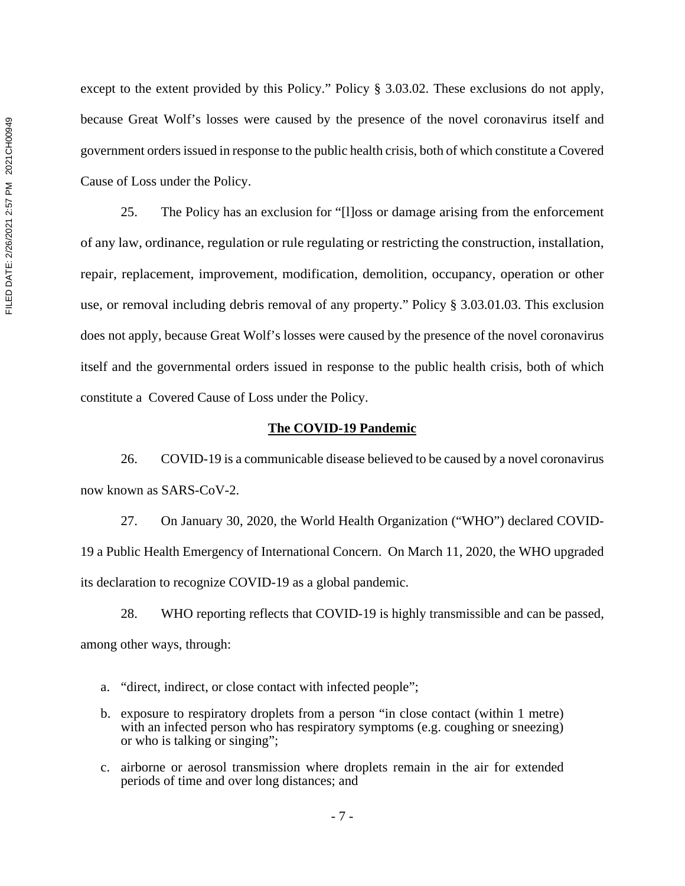except to the extent provided by this Policy." Policy § 3.03.02. These exclusions do not apply, because Great Wolf's losses were caused by the presence of the novel coronavirus itself and government orders issued in response to the public health crisis, both of which constitute a Covered Cause of Loss under the Policy.

25. The Policy has an exclusion for "[l]oss or damage arising from the enforcement of any law, ordinance, regulation or rule regulating or restricting the construction, installation, repair, replacement, improvement, modification, demolition, occupancy, operation or other use, or removal including debris removal of any property." Policy § 3.03.01.03. This exclusion does not apply, because Great Wolf's losses were caused by the presence of the novel coronavirus itself and the governmental orders issued in response to the public health crisis, both of which constitute a Covered Cause of Loss under the Policy.

**The COVID-19 Pandemic**

26. COVID-19 is a communicable disease believed to be caused by a novel coronavirus now known as SARS-CoV-2.

27. On January 30, 2020, the World Health Organization ("WHO") declared COVID-19 a Public Health Emergency of International Concern. On March 11, 2020, the WHO upgraded its declaration to recognize COVID-19 as a global pandemic.

28. WHO reporting reflects that COVID-19 is highly transmissible and can be passed, among other ways, through:

a. "direct, indirect, or close contact with infected people";

b. exposure to respiratory droplets from a person "in close contact (within 1 metre) with an infected person who has respiratory symptoms (e.g. coughing or sneezing) or who is talking or singing";

c. airborne or aerosol transmission where droplets remain in the air for extended periods of time and over long distances; and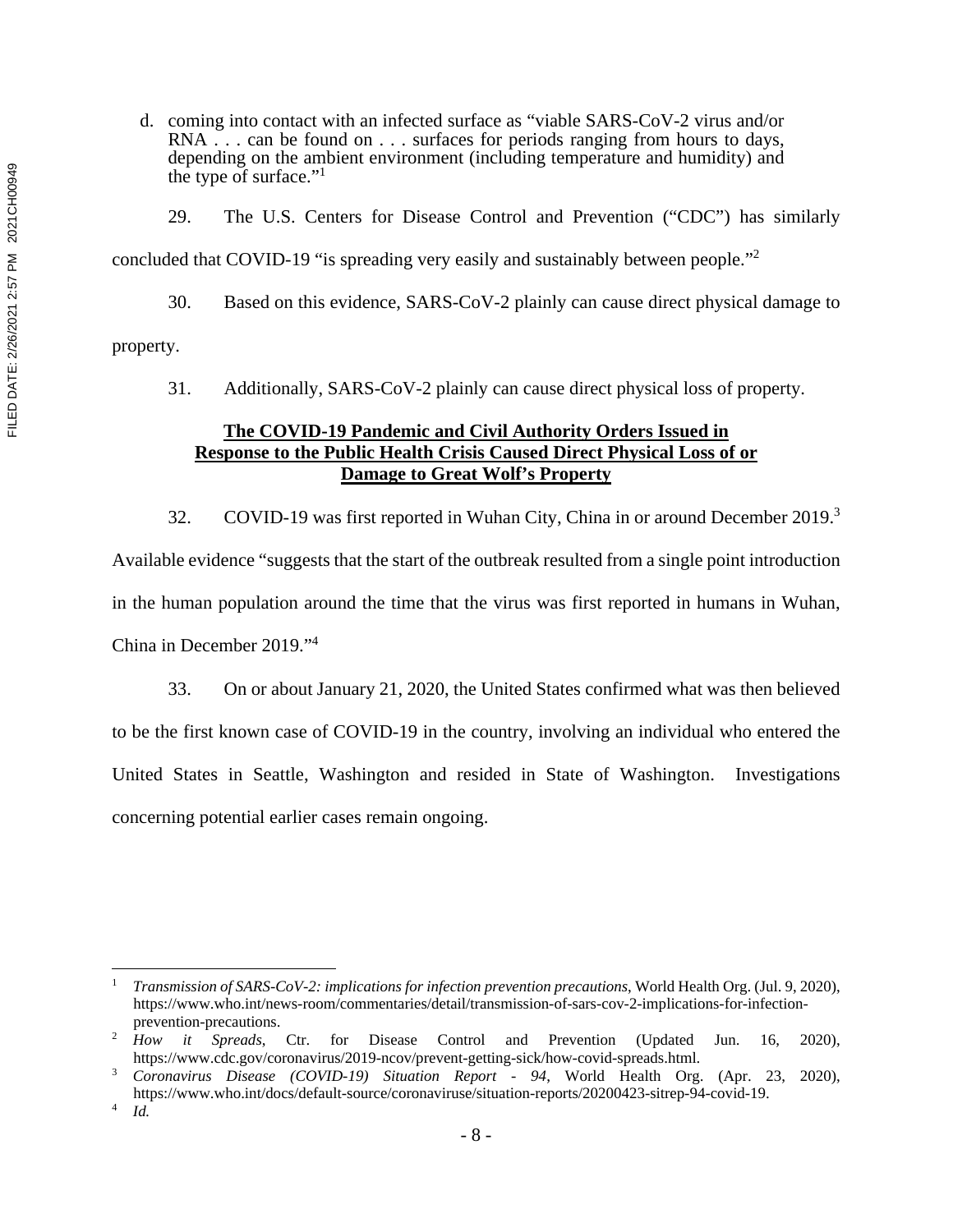d. coming into contact with an infected surface as "viable SARS-CoV-2 virus and/or RNA . . . can be found on . . . surfaces for periods ranging from hours to days, depending on the ambient environment (including temperature and humidity) and the type of surface."[1]

29. The U.S. Centers for Disease Control and Prevention ("CDC") has similarly concluded that COVID-19 "is spreading very easily and sustainably between people."[2]

30. Based on this evidence, SARS-CoV-2 plainly can cause direct physical damage to property.

31. Additionally, SARS-CoV-2 plainly can cause direct physical loss of property.

**The COVID-19 Pandemic and Civil Authority Orders Issued in Response to the Public Health Crisis Caused Direct Physical Loss of or Damage to Great Wolf's Property**

32. COVID-19 was first reported in Wuhan City, China in or around December 2019.[3] Available evidence "suggests that the start of the outbreak resulted from a single point introduction in the human population around the time that the virus was first reported in humans in Wuhan, China in December 2019."[4]

33. On or about January 21, 2020, the United States confirmed what was then believed to be the first known case of COVID-19 in the country, involving an individual who entered the United States in Seattle, Washington and resided in State of Washington. Investigations concerning potential earlier cases remain ongoing.

---

[1] *Transmission of SARS-CoV-2: implications for infection prevention precautions*, World Health Org. (Jul. 9, 2020), https://www.who.int/news-room/commentaries/detail/transmission-of-sars-cov-2-implications-for-infection-prevention-precautions.

[2] *How it Spreads*, Ctr. for Disease Control and Prevention (Updated Jun. 16, 2020), https://www.cdc.gov/coronavirus/2019-ncov/prevent-getting-sick/how-covid-spreads.html.

[3] *Coronavirus Disease (COVID-19) Situation Report - 94*, World Health Org. (Apr. 23, 2020), https://www.who.int/docs/default-source/coronaviruse/situation-reports/20200423-sitrep-94-covid-19.

[4] *Id.*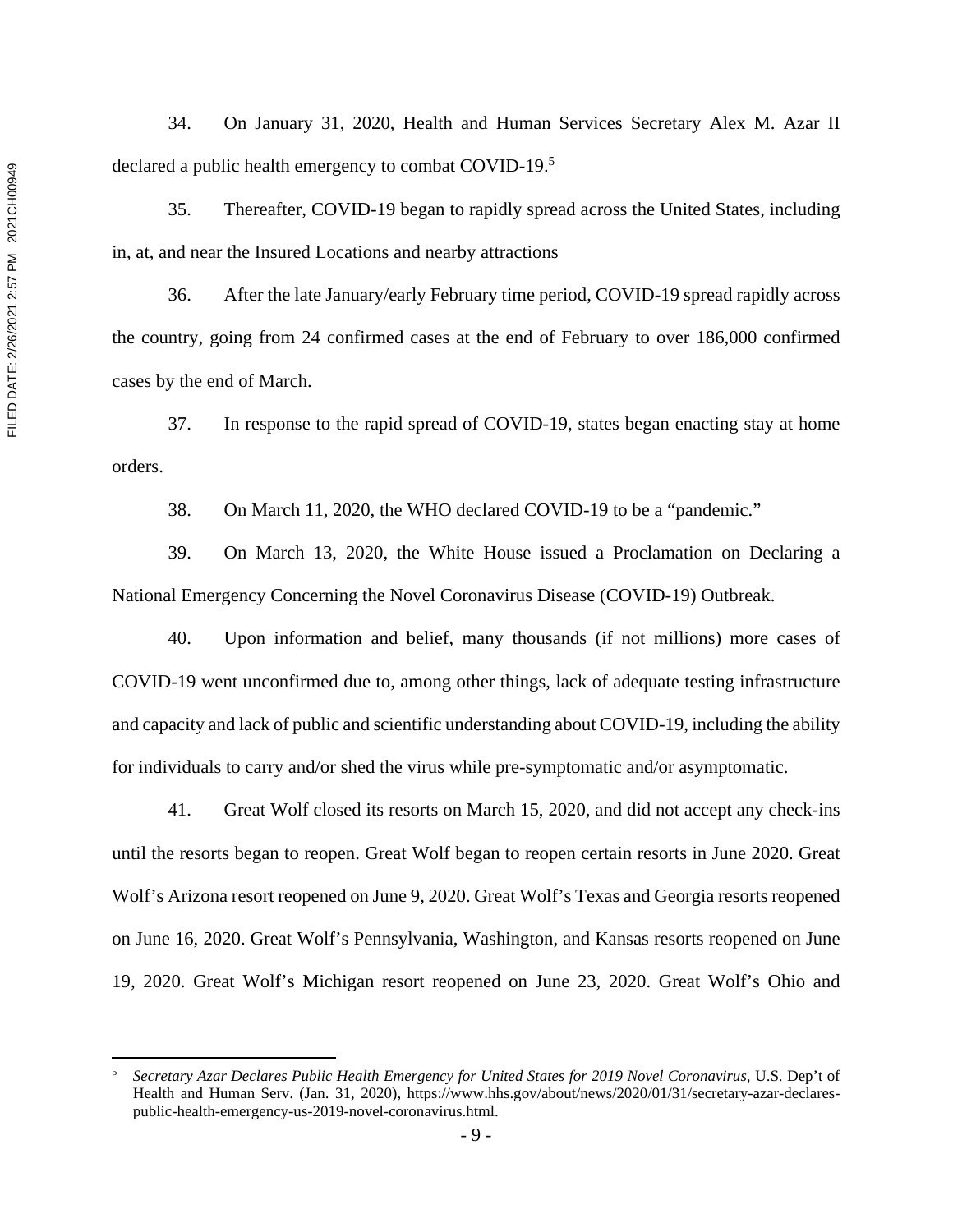34. On January 31, 2020, Health and Human Services Secretary Alex M. Azar II declared a public health emergency to combat COVID-19.[5]

35. Thereafter, COVID-19 began to rapidly spread across the United States, including in, at, and near the Insured Locations and nearby attractions

36. After the late January/early February time period, COVID-19 spread rapidly across the country, going from 24 confirmed cases at the end of February to over 186,000 confirmed cases by the end of March.

37. In response to the rapid spread of COVID-19, states began enacting stay at home orders.

38. On March 11, 2020, the WHO declared COVID-19 to be a "pandemic."

39. On March 13, 2020, the White House issued a Proclamation on Declaring a National Emergency Concerning the Novel Coronavirus Disease (COVID-19) Outbreak.

40. Upon information and belief, many thousands (if not millions) more cases of COVID-19 went unconfirmed due to, among other things, lack of adequate testing infrastructure and capacity and lack of public and scientific understanding about COVID-19, including the ability for individuals to carry and/or shed the virus while pre-symptomatic and/or asymptomatic.

41. Great Wolf closed its resorts on March 15, 2020, and did not accept any check-ins until the resorts began to reopen. Great Wolf began to reopen certain resorts in June 2020. Great Wolf's Arizona resort reopened on June 9, 2020. Great Wolf's Texas and Georgia resorts reopened on June 16, 2020. Great Wolf's Pennsylvania, Washington, and Kansas resorts reopened on June 19, 2020. Great Wolf's Michigan resort reopened on June 23, 2020. Great Wolf's Ohio and

---

[5] *Secretary Azar Declares Public Health Emergency for United States for 2019 Novel Coronavirus*, U.S. Dep't of Health and Human Serv. (Jan. 31, 2020), https://www.hhs.gov/about/news/2020/01/31/secretary-azar-declares-public-health-emergency-us-2019-novel-coronavirus.html.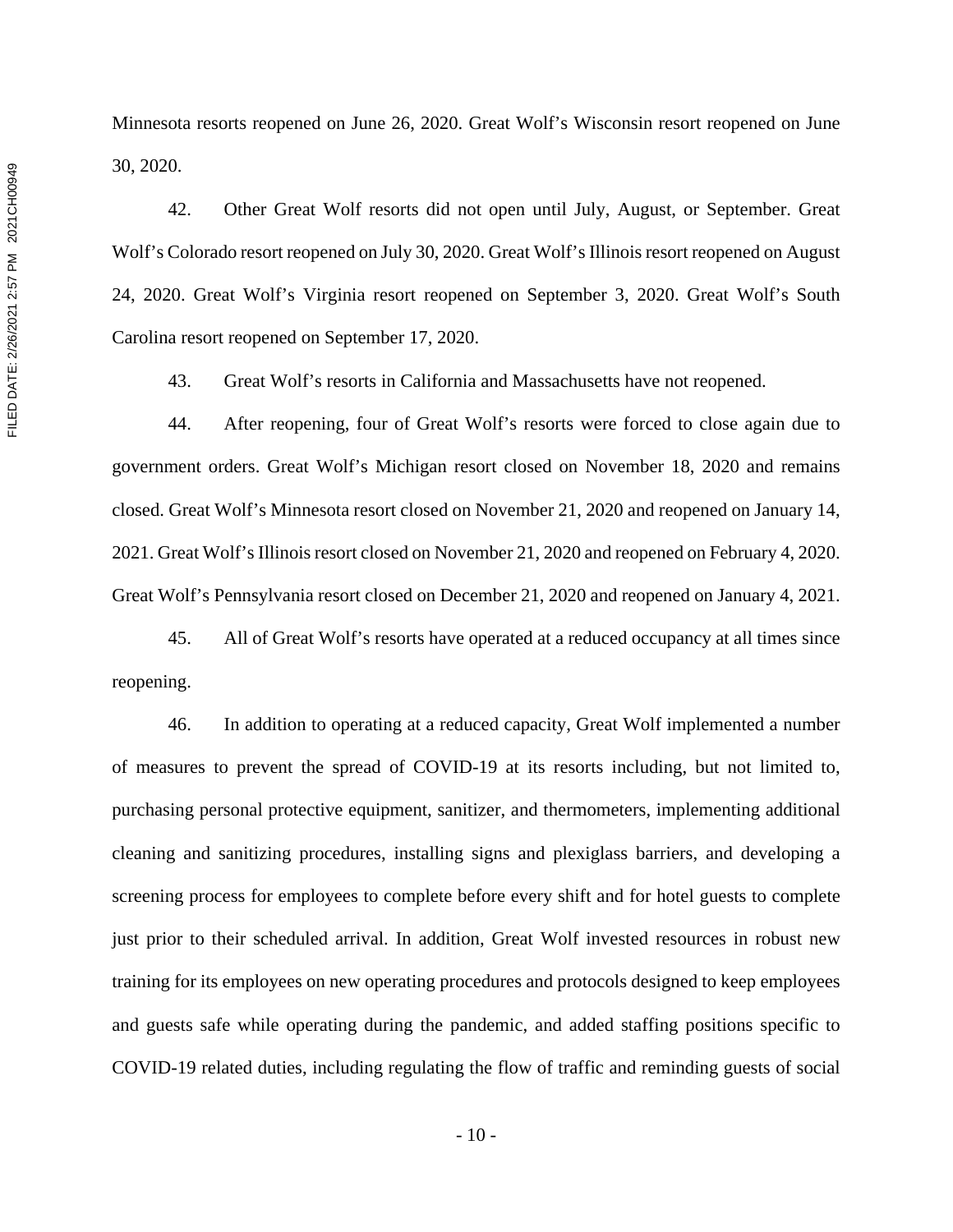Minnesota resorts reopened on June 26, 2020. Great Wolf's Wisconsin resort reopened on June 30, 2020.

42. Other Great Wolf resorts did not open until July, August, or September. Great Wolf's Colorado resort reopened on July 30, 2020. Great Wolf's Illinois resort reopened on August 24, 2020. Great Wolf's Virginia resort reopened on September 3, 2020. Great Wolf's South Carolina resort reopened on September 17, 2020.

43. Great Wolf's resorts in California and Massachusetts have not reopened.

44. After reopening, four of Great Wolf's resorts were forced to close again due to government orders. Great Wolf's Michigan resort closed on November 18, 2020 and remains closed. Great Wolf's Minnesota resort closed on November 21, 2020 and reopened on January 14, 2021. Great Wolf's Illinois resort closed on November 21, 2020 and reopened on February 4, 2020. Great Wolf's Pennsylvania resort closed on December 21, 2020 and reopened on January 4, 2021.

45. All of Great Wolf's resorts have operated at a reduced occupancy at all times since reopening.

46. In addition to operating at a reduced capacity, Great Wolf implemented a number of measures to prevent the spread of COVID-19 at its resorts including, but not limited to, purchasing personal protective equipment, sanitizer, and thermometers, implementing additional cleaning and sanitizing procedures, installing signs and plexiglass barriers, and developing a screening process for employees to complete before every shift and for hotel guests to complete just prior to their scheduled arrival. In addition, Great Wolf invested resources in robust new training for its employees on new operating procedures and protocols designed to keep employees and guests safe while operating during the pandemic, and added staffing positions specific to COVID-19 related duties, including regulating the flow of traffic and reminding guests of social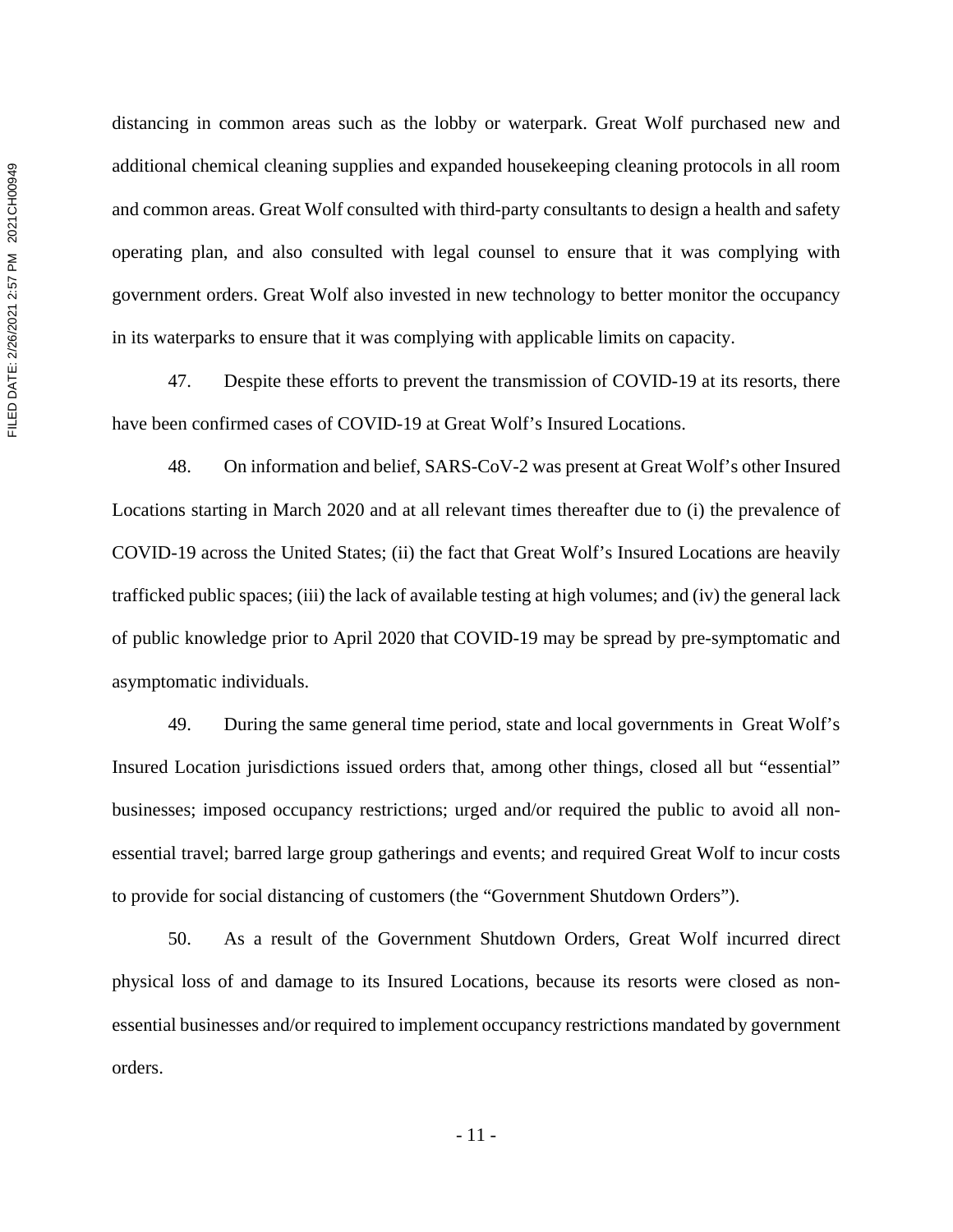distancing in common areas such as the lobby or waterpark. Great Wolf purchased new and additional chemical cleaning supplies and expanded housekeeping cleaning protocols in all room and common areas. Great Wolf consulted with third-party consultants to design a health and safety operating plan, and also consulted with legal counsel to ensure that it was complying with government orders. Great Wolf also invested in new technology to better monitor the occupancy in its waterparks to ensure that it was complying with applicable limits on capacity.

47. Despite these efforts to prevent the transmission of COVID-19 at its resorts, there have been confirmed cases of COVID-19 at Great Wolf's Insured Locations.

48. On information and belief, SARS-CoV-2 was present at Great Wolf's other Insured Locations starting in March 2020 and at all relevant times thereafter due to (i) the prevalence of COVID-19 across the United States; (ii) the fact that Great Wolf's Insured Locations are heavily trafficked public spaces; (iii) the lack of available testing at high volumes; and (iv) the general lack of public knowledge prior to April 2020 that COVID-19 may be spread by pre-symptomatic and asymptomatic individuals.

49. During the same general time period, state and local governments in Great Wolf's Insured Location jurisdictions issued orders that, among other things, closed all but "essential" businesses; imposed occupancy restrictions; urged and/or required the public to avoid all non-essential travel; barred large group gatherings and events; and required Great Wolf to incur costs to provide for social distancing of customers (the "Government Shutdown Orders").

50. As a result of the Government Shutdown Orders, Great Wolf incurred direct physical loss of and damage to its Insured Locations, because its resorts were closed as non-essential businesses and/or required to implement occupancy restrictions mandated by government orders.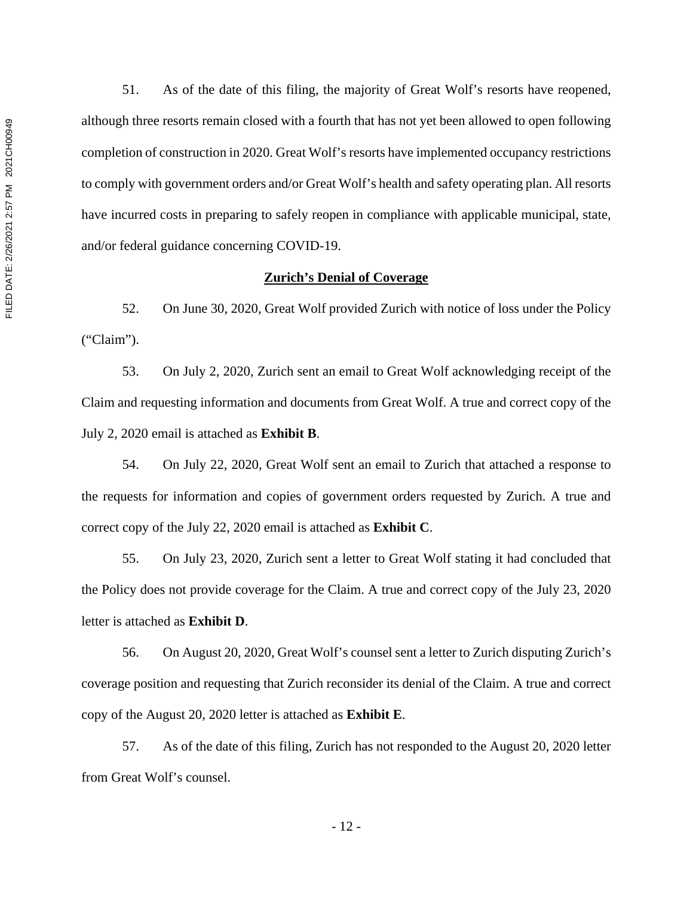51. As of the date of this filing, the majority of Great Wolf's resorts have reopened, although three resorts remain closed with a fourth that has not yet been allowed to open following completion of construction in 2020. Great Wolf's resorts have implemented occupancy restrictions to comply with government orders and/or Great Wolf's health and safety operating plan. All resorts have incurred costs in preparing to safely reopen in compliance with applicable municipal, state, and/or federal guidance concerning COVID-19.

## Zurich's Denial of Coverage

52. On June 30, 2020, Great Wolf provided Zurich with notice of loss under the Policy ("Claim").

53. On July 2, 2020, Zurich sent an email to Great Wolf acknowledging receipt of the Claim and requesting information and documents from Great Wolf. A true and correct copy of the July 2, 2020 email is attached as **Exhibit B**.

54. On July 22, 2020, Great Wolf sent an email to Zurich that attached a response to the requests for information and copies of government orders requested by Zurich. A true and correct copy of the July 22, 2020 email is attached as **Exhibit C**.

55. On July 23, 2020, Zurich sent a letter to Great Wolf stating it had concluded that the Policy does not provide coverage for the Claim. A true and correct copy of the July 23, 2020 letter is attached as **Exhibit D**.

56. On August 20, 2020, Great Wolf's counsel sent a letter to Zurich disputing Zurich's coverage position and requesting that Zurich reconsider its denial of the Claim. A true and correct copy of the August 20, 2020 letter is attached as **Exhibit E**.

57. As of the date of this filing, Zurich has not responded to the August 20, 2020 letter from Great Wolf's counsel.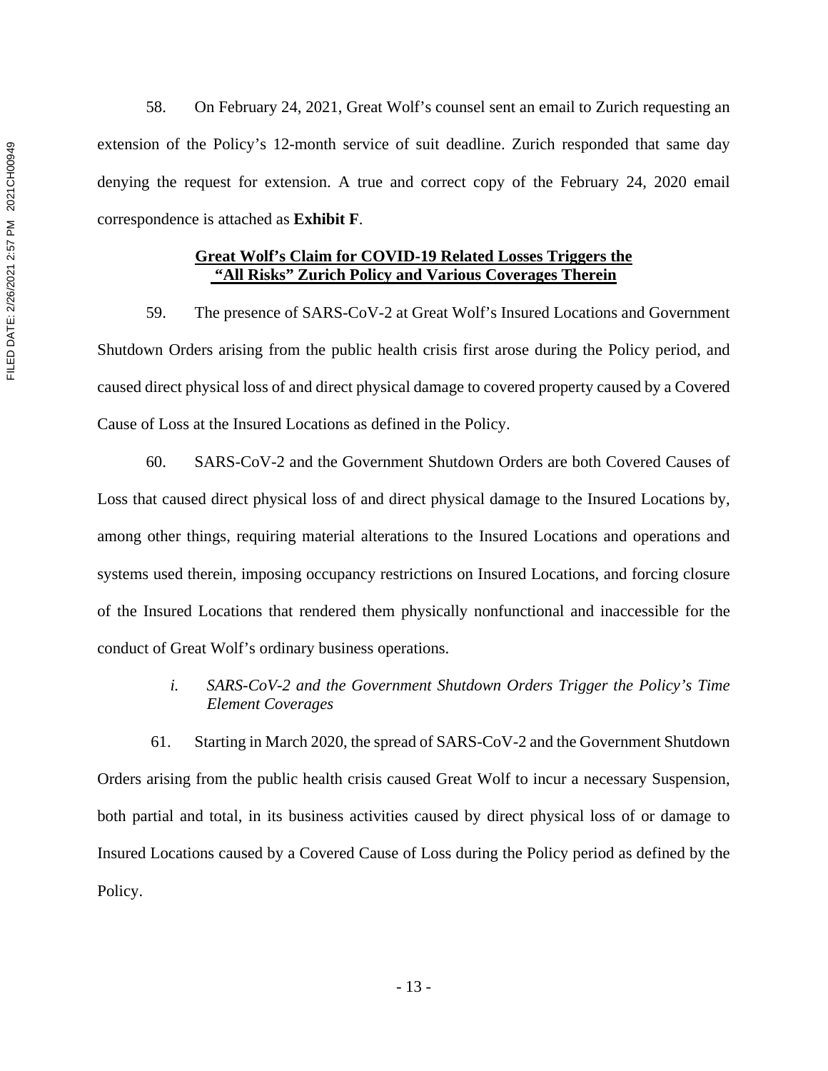58. On February 24, 2021, Great Wolf's counsel sent an email to Zurich requesting an extension of the Policy's 12-month service of suit deadline. Zurich responded that same day denying the request for extension. A true and correct copy of the February 24, 2020 email correspondence is attached as **Exhibit F**.

**Great Wolf's Claim for COVID-19 Related Losses Triggers the "All Risks" Zurich Policy and Various Coverages Therein**

59. The presence of SARS-CoV-2 at Great Wolf's Insured Locations and Government Shutdown Orders arising from the public health crisis first arose during the Policy period, and caused direct physical loss of and direct physical damage to covered property caused by a Covered Cause of Loss at the Insured Locations as defined in the Policy.

60. SARS-CoV-2 and the Government Shutdown Orders are both Covered Causes of Loss that caused direct physical loss of and direct physical damage to the Insured Locations by, among other things, requiring material alterations to the Insured Locations and operations and systems used therein, imposing occupancy restrictions on Insured Locations, and forcing closure of the Insured Locations that rendered them physically nonfunctional and inaccessible for the conduct of Great Wolf's ordinary business operations.

*i. SARS-CoV-2 and the Government Shutdown Orders Trigger the Policy's Time Element Coverages*

61. Starting in March 2020, the spread of SARS-CoV-2 and the Government Shutdown Orders arising from the public health crisis caused Great Wolf to incur a necessary Suspension, both partial and total, in its business activities caused by direct physical loss of or damage to Insured Locations caused by a Covered Cause of Loss during the Policy period as defined by the Policy.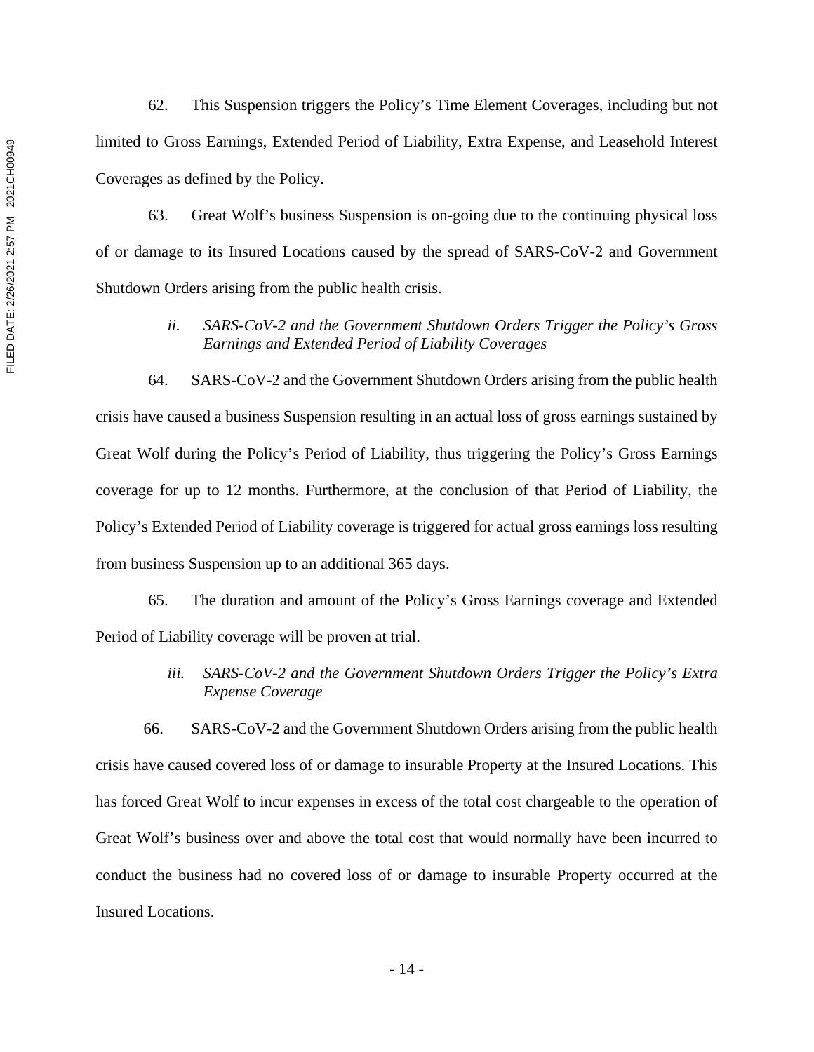62. This Suspension triggers the Policy's Time Element Coverages, including but not limited to Gross Earnings, Extended Period of Liability, Extra Expense, and Leasehold Interest Coverages as defined by the Policy.

63. Great Wolf's business Suspension is on-going due to the continuing physical loss of or damage to its Insured Locations caused by the spread of SARS-CoV-2 and Government Shutdown Orders arising from the public health crisis.

> *ii. SARS-CoV-2 and the Government Shutdown Orders Trigger the Policy's Gross Earnings and Extended Period of Liability Coverages*

64. SARS-CoV-2 and the Government Shutdown Orders arising from the public health crisis have caused a business Suspension resulting in an actual loss of gross earnings sustained by Great Wolf during the Policy's Period of Liability, thus triggering the Policy's Gross Earnings coverage for up to 12 months. Furthermore, at the conclusion of that Period of Liability, the Policy's Extended Period of Liability coverage is triggered for actual gross earnings loss resulting from business Suspension up to an additional 365 days.

65. The duration and amount of the Policy's Gross Earnings coverage and Extended Period of Liability coverage will be proven at trial.

> *iii. SARS-CoV-2 and the Government Shutdown Orders Trigger the Policy's Extra Expense Coverage*

66. SARS-CoV-2 and the Government Shutdown Orders arising from the public health crisis have caused covered loss of or damage to insurable Property at the Insured Locations. This has forced Great Wolf to incur expenses in excess of the total cost chargeable to the operation of Great Wolf's business over and above the total cost that would normally have been incurred to conduct the business had no covered loss of or damage to insurable Property occurred at the Insured Locations.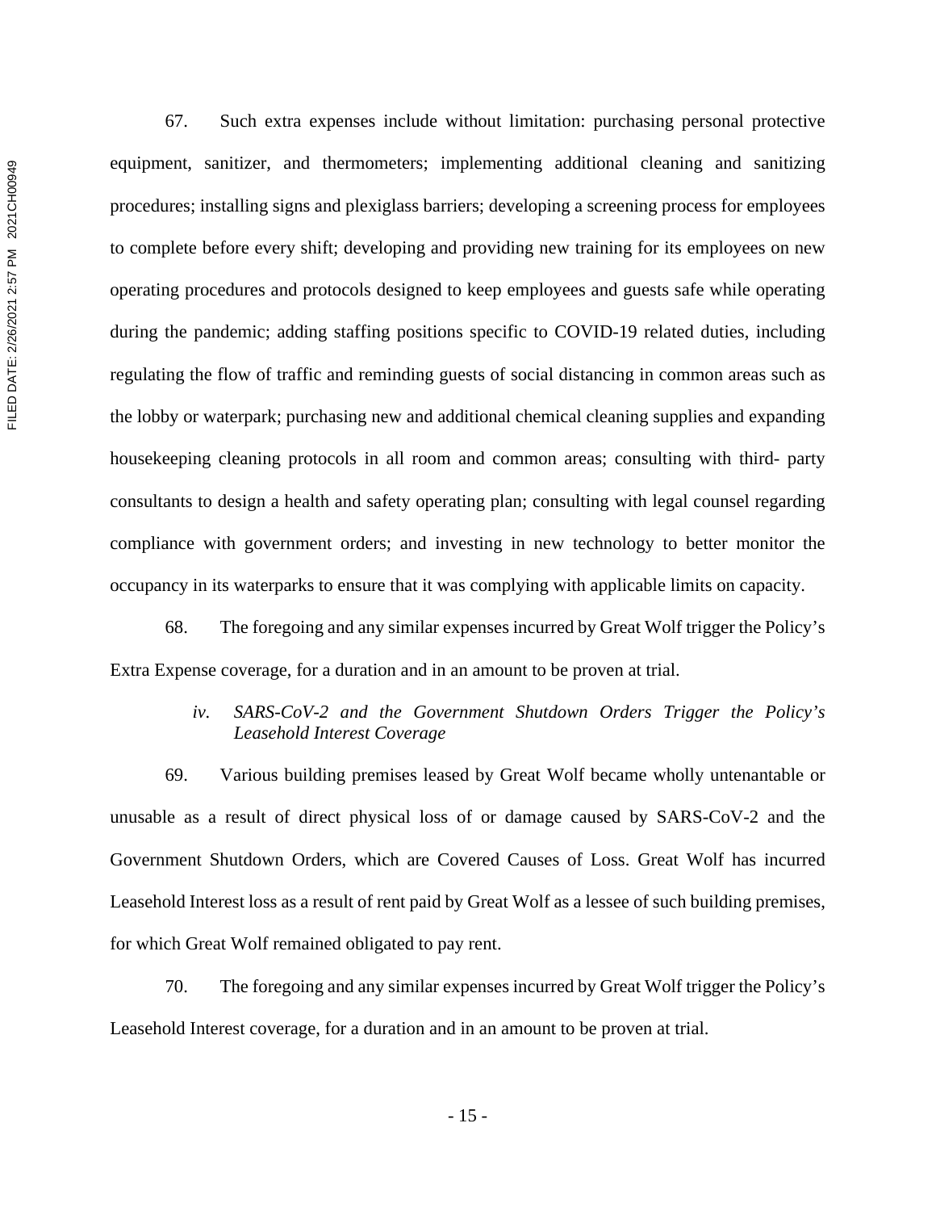67. Such extra expenses include without limitation: purchasing personal protective equipment, sanitizer, and thermometers; implementing additional cleaning and sanitizing procedures; installing signs and plexiglass barriers; developing a screening process for employees to complete before every shift; developing and providing new training for its employees on new operating procedures and protocols designed to keep employees and guests safe while operating during the pandemic; adding staffing positions specific to COVID-19 related duties, including regulating the flow of traffic and reminding guests of social distancing in common areas such as the lobby or waterpark; purchasing new and additional chemical cleaning supplies and expanding housekeeping cleaning protocols in all room and common areas; consulting with third- party consultants to design a health and safety operating plan; consulting with legal counsel regarding compliance with government orders; and investing in new technology to better monitor the occupancy in its waterparks to ensure that it was complying with applicable limits on capacity.

68. The foregoing and any similar expenses incurred by Great Wolf trigger the Policy's Extra Expense coverage, for a duration and in an amount to be proven at trial.

*iv. SARS-CoV-2 and the Government Shutdown Orders Trigger the Policy's Leasehold Interest Coverage*

69. Various building premises leased by Great Wolf became wholly untenantable or unusable as a result of direct physical loss of or damage caused by SARS-CoV-2 and the Government Shutdown Orders, which are Covered Causes of Loss. Great Wolf has incurred Leasehold Interest loss as a result of rent paid by Great Wolf as a lessee of such building premises, for which Great Wolf remained obligated to pay rent.

70. The foregoing and any similar expenses incurred by Great Wolf trigger the Policy's Leasehold Interest coverage, for a duration and in an amount to be proven at trial.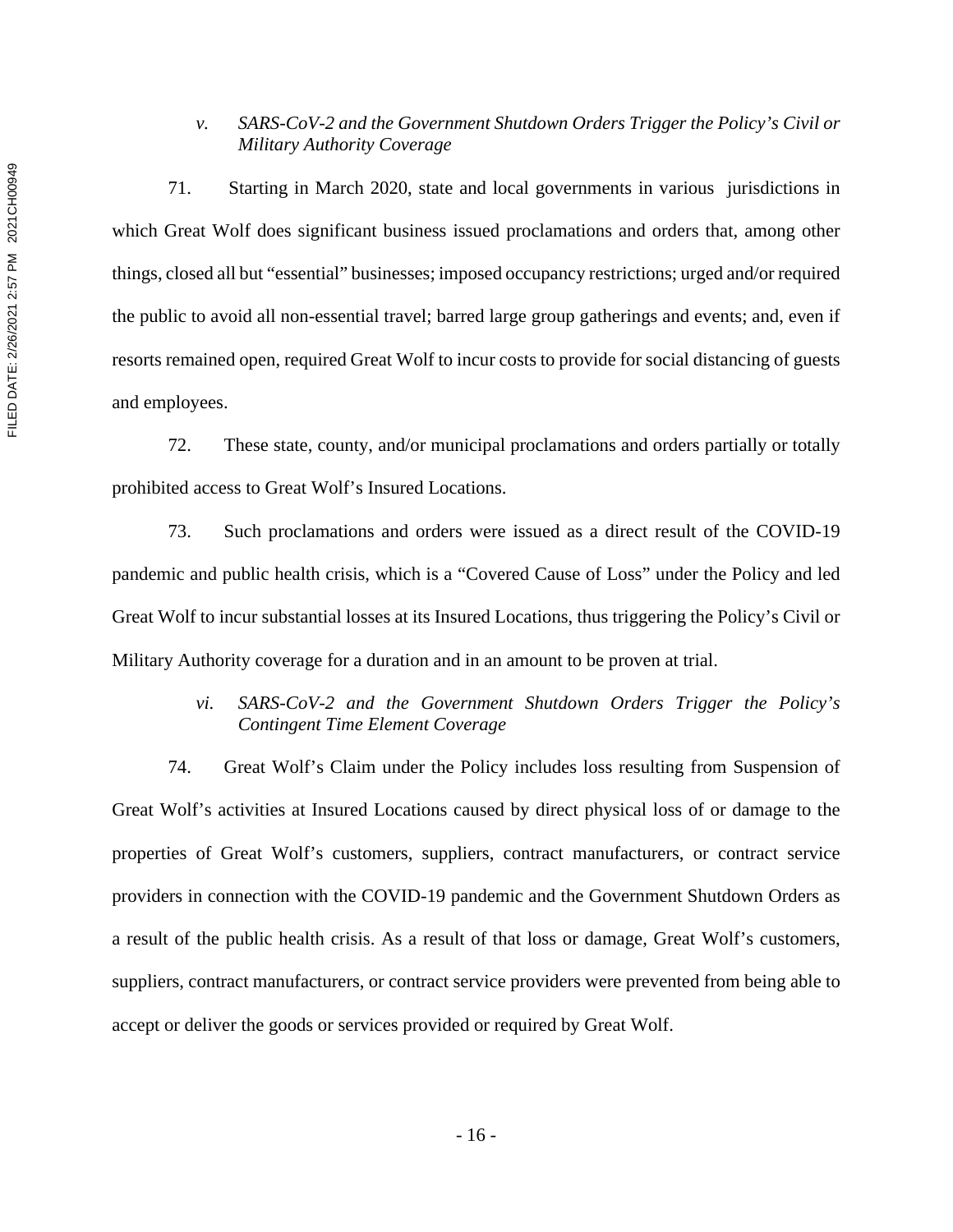*v. SARS-CoV-2 and the Government Shutdown Orders Trigger the Policy's Civil or Military Authority Coverage*

71. Starting in March 2020, state and local governments in various jurisdictions in which Great Wolf does significant business issued proclamations and orders that, among other things, closed all but "essential" businesses; imposed occupancy restrictions; urged and/or required the public to avoid all non-essential travel; barred large group gatherings and events; and, even if resorts remained open, required Great Wolf to incur costs to provide for social distancing of guests and employees.

72. These state, county, and/or municipal proclamations and orders partially or totally prohibited access to Great Wolf's Insured Locations.

73. Such proclamations and orders were issued as a direct result of the COVID-19 pandemic and public health crisis, which is a "Covered Cause of Loss" under the Policy and led Great Wolf to incur substantial losses at its Insured Locations, thus triggering the Policy's Civil or Military Authority coverage for a duration and in an amount to be proven at trial.

*vi. SARS-CoV-2 and the Government Shutdown Orders Trigger the Policy's Contingent Time Element Coverage*

74. Great Wolf's Claim under the Policy includes loss resulting from Suspension of Great Wolf's activities at Insured Locations caused by direct physical loss of or damage to the properties of Great Wolf's customers, suppliers, contract manufacturers, or contract service providers in connection with the COVID-19 pandemic and the Government Shutdown Orders as a result of the public health crisis. As a result of that loss or damage, Great Wolf's customers, suppliers, contract manufacturers, or contract service providers were prevented from being able to accept or deliver the goods or services provided or required by Great Wolf.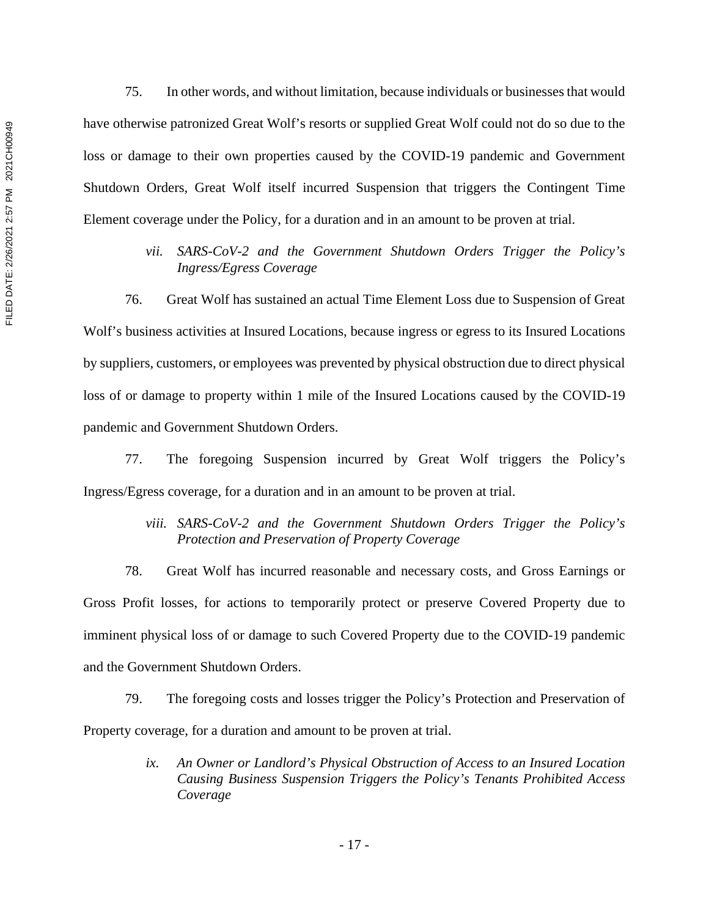75. In other words, and without limitation, because individuals or businesses that would have otherwise patronized Great Wolf's resorts or supplied Great Wolf could not do so due to the loss or damage to their own properties caused by the COVID-19 pandemic and Government Shutdown Orders, Great Wolf itself incurred Suspension that triggers the Contingent Time Element coverage under the Policy, for a duration and in an amount to be proven at trial.

*vii. SARS-CoV-2 and the Government Shutdown Orders Trigger the Policy's Ingress/Egress Coverage*

76. Great Wolf has sustained an actual Time Element Loss due to Suspension of Great Wolf's business activities at Insured Locations, because ingress or egress to its Insured Locations by suppliers, customers, or employees was prevented by physical obstruction due to direct physical loss of or damage to property within 1 mile of the Insured Locations caused by the COVID-19 pandemic and Government Shutdown Orders.

77. The foregoing Suspension incurred by Great Wolf triggers the Policy's Ingress/Egress coverage, for a duration and in an amount to be proven at trial.

*viii. SARS-CoV-2 and the Government Shutdown Orders Trigger the Policy's Protection and Preservation of Property Coverage*

78. Great Wolf has incurred reasonable and necessary costs, and Gross Earnings or Gross Profit losses, for actions to temporarily protect or preserve Covered Property due to imminent physical loss of or damage to such Covered Property due to the COVID-19 pandemic and the Government Shutdown Orders.

79. The foregoing costs and losses trigger the Policy's Protection and Preservation of Property coverage, for a duration and amount to be proven at trial.

*ix. An Owner or Landlord's Physical Obstruction of Access to an Insured Location Causing Business Suspension Triggers the Policy's Tenants Prohibited Access Coverage*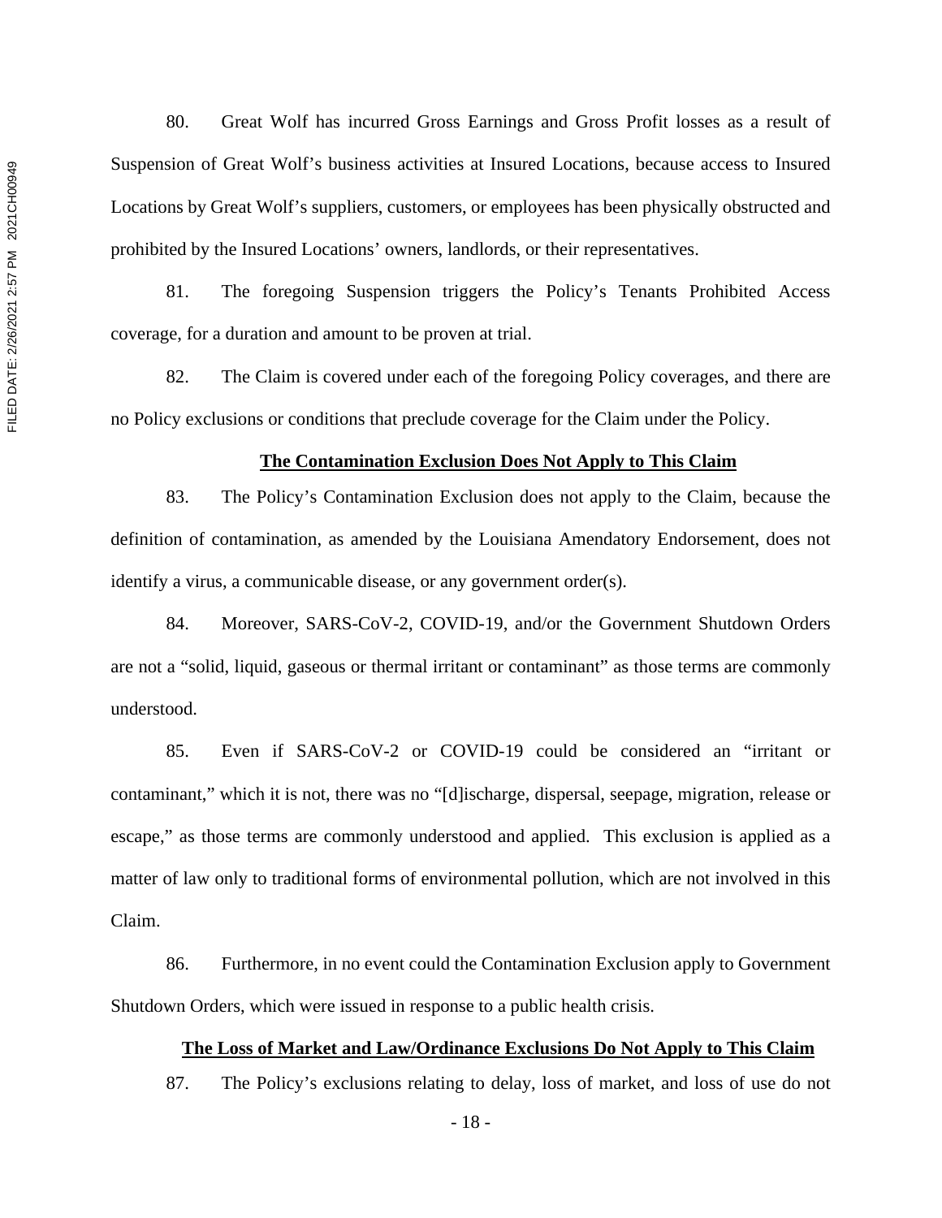80. Great Wolf has incurred Gross Earnings and Gross Profit losses as a result of Suspension of Great Wolf's business activities at Insured Locations, because access to Insured Locations by Great Wolf's suppliers, customers, or employees has been physically obstructed and prohibited by the Insured Locations' owners, landlords, or their representatives.

81. The foregoing Suspension triggers the Policy's Tenants Prohibited Access coverage, for a duration and amount to be proven at trial.

82. The Claim is covered under each of the foregoing Policy coverages, and there are no Policy exclusions or conditions that preclude coverage for the Claim under the Policy.

**The Contamination Exclusion Does Not Apply to This Claim**

83. The Policy's Contamination Exclusion does not apply to the Claim, because the definition of contamination, as amended by the Louisiana Amendatory Endorsement, does not identify a virus, a communicable disease, or any government order(s).

84. Moreover, SARS-CoV-2, COVID-19, and/or the Government Shutdown Orders are not a "solid, liquid, gaseous or thermal irritant or contaminant" as those terms are commonly understood.

85. Even if SARS-CoV-2 or COVID-19 could be considered an "irritant or contaminant," which it is not, there was no "[d]ischarge, dispersal, seepage, migration, release or escape," as those terms are commonly understood and applied. This exclusion is applied as a matter of law only to traditional forms of environmental pollution, which are not involved in this Claim.

86. Furthermore, in no event could the Contamination Exclusion apply to Government Shutdown Orders, which were issued in response to a public health crisis.

**The Loss of Market and Law/Ordinance Exclusions Do Not Apply to This Claim**

87. The Policy's exclusions relating to delay, loss of market, and loss of use do not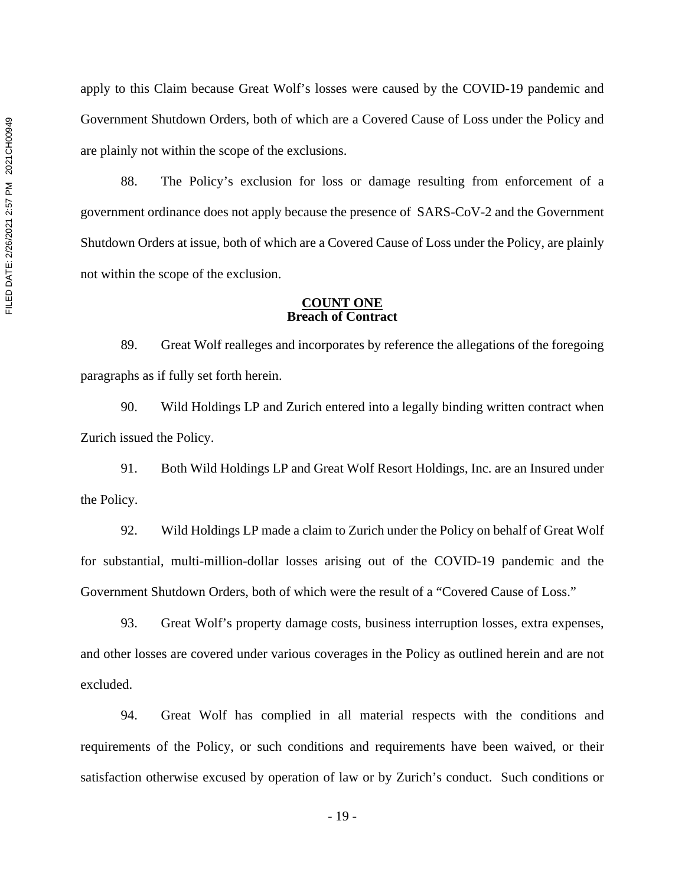apply to this Claim because Great Wolf's losses were caused by the COVID-19 pandemic and Government Shutdown Orders, both of which are a Covered Cause of Loss under the Policy and are plainly not within the scope of the exclusions.

88. The Policy's exclusion for loss or damage resulting from enforcement of a government ordinance does not apply because the presence of SARS-CoV-2 and the Government Shutdown Orders at issue, both of which are a Covered Cause of Loss under the Policy, are plainly not within the scope of the exclusion.

**COUNT ONE**
**Breach of Contract**

89. Great Wolf realleges and incorporates by reference the allegations of the foregoing paragraphs as if fully set forth herein.

90. Wild Holdings LP and Zurich entered into a legally binding written contract when Zurich issued the Policy.

91. Both Wild Holdings LP and Great Wolf Resort Holdings, Inc. are an Insured under the Policy.

92. Wild Holdings LP made a claim to Zurich under the Policy on behalf of Great Wolf for substantial, multi-million-dollar losses arising out of the COVID-19 pandemic and the Government Shutdown Orders, both of which were the result of a "Covered Cause of Loss."

93. Great Wolf's property damage costs, business interruption losses, extra expenses, and other losses are covered under various coverages in the Policy as outlined herein and are not excluded.

94. Great Wolf has complied in all material respects with the conditions and requirements of the Policy, or such conditions and requirements have been waived, or their satisfaction otherwise excused by operation of law or by Zurich's conduct. Such conditions or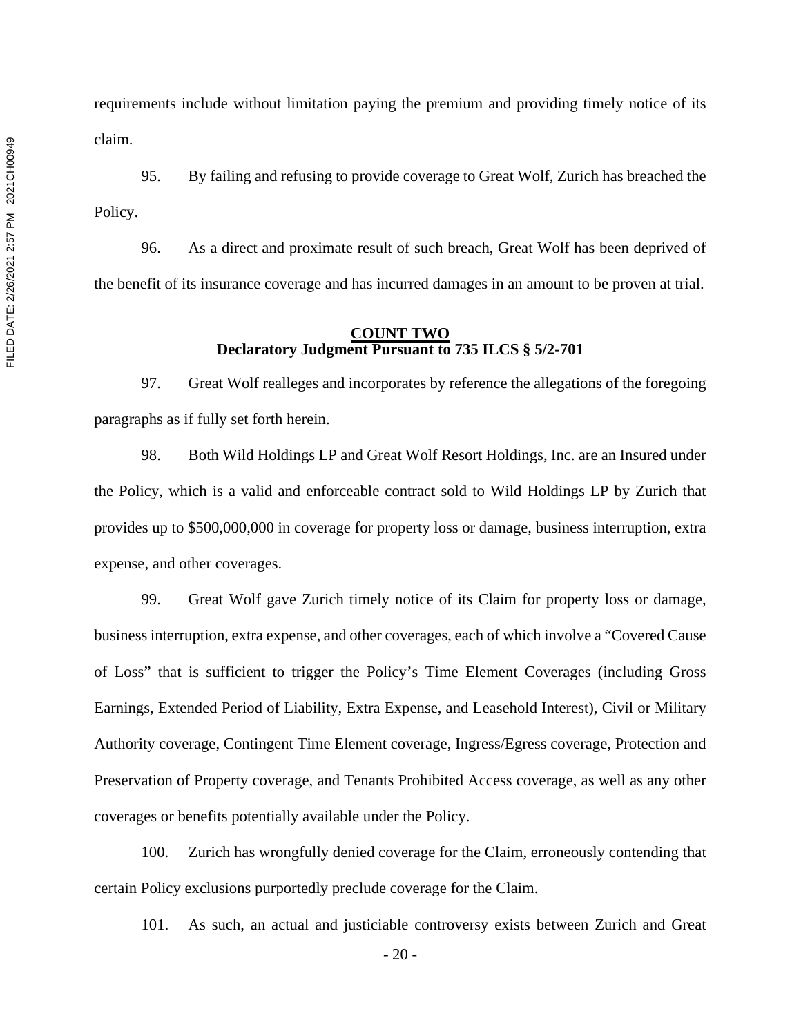requirements include without limitation paying the premium and providing timely notice of its claim.

95. By failing and refusing to provide coverage to Great Wolf, Zurich has breached the Policy.

96. As a direct and proximate result of such breach, Great Wolf has been deprived of the benefit of its insurance coverage and has incurred damages in an amount to be proven at trial.

## COUNT TWO
## Declaratory Judgment Pursuant to 735 ILCS § 5/2-701

97. Great Wolf realleges and incorporates by reference the allegations of the foregoing paragraphs as if fully set forth herein.

98. Both Wild Holdings LP and Great Wolf Resort Holdings, Inc. are an Insured under the Policy, which is a valid and enforceable contract sold to Wild Holdings LP by Zurich that provides up to $500,000,000 in coverage for property loss or damage, business interruption, extra expense, and other coverages.

99. Great Wolf gave Zurich timely notice of its Claim for property loss or damage, business interruption, extra expense, and other coverages, each of which involve a "Covered Cause of Loss" that is sufficient to trigger the Policy's Time Element Coverages (including Gross Earnings, Extended Period of Liability, Extra Expense, and Leasehold Interest), Civil or Military Authority coverage, Contingent Time Element coverage, Ingress/Egress coverage, Protection and Preservation of Property coverage, and Tenants Prohibited Access coverage, as well as any other coverages or benefits potentially available under the Policy.

100. Zurich has wrongfully denied coverage for the Claim, erroneously contending that certain Policy exclusions purportedly preclude coverage for the Claim.

101. As such, an actual and justiciable controversy exists between Zurich and Great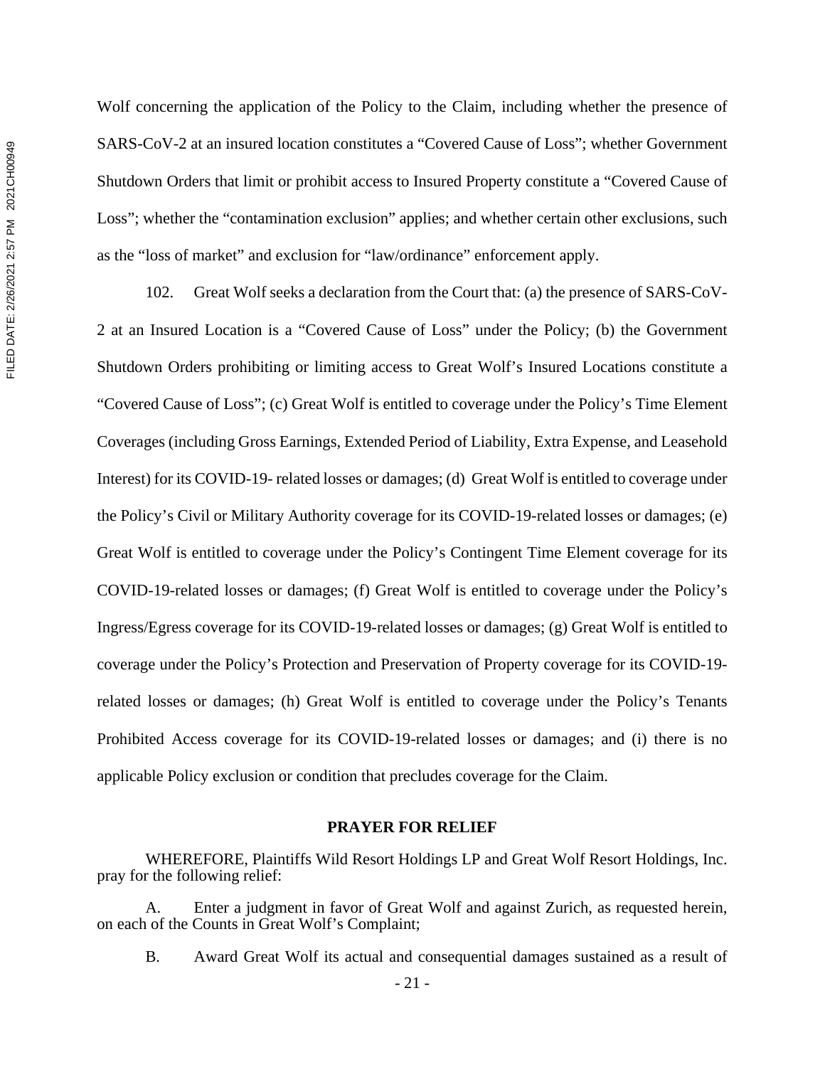Wolf concerning the application of the Policy to the Claim, including whether the presence of SARS-CoV-2 at an insured location constitutes a "Covered Cause of Loss"; whether Government Shutdown Orders that limit or prohibit access to Insured Property constitute a "Covered Cause of Loss"; whether the "contamination exclusion" applies; and whether certain other exclusions, such as the "loss of market" and exclusion for "law/ordinance" enforcement apply.

102. Great Wolf seeks a declaration from the Court that: (a) the presence of SARS-CoV-2 at an Insured Location is a "Covered Cause of Loss" under the Policy; (b) the Government Shutdown Orders prohibiting or limiting access to Great Wolf's Insured Locations constitute a "Covered Cause of Loss"; (c) Great Wolf is entitled to coverage under the Policy's Time Element Coverages (including Gross Earnings, Extended Period of Liability, Extra Expense, and Leasehold Interest) for its COVID-19- related losses or damages; (d) Great Wolf is entitled to coverage under the Policy's Civil or Military Authority coverage for its COVID-19-related losses or damages; (e) Great Wolf is entitled to coverage under the Policy's Contingent Time Element coverage for its COVID-19-related losses or damages; (f) Great Wolf is entitled to coverage under the Policy's Ingress/Egress coverage for its COVID-19-related losses or damages; (g) Great Wolf is entitled to coverage under the Policy's Protection and Preservation of Property coverage for its COVID-19-related losses or damages; (h) Great Wolf is entitled to coverage under the Policy's Tenants Prohibited Access coverage for its COVID-19-related losses or damages; and (i) there is no applicable Policy exclusion or condition that precludes coverage for the Claim.

**PRAYER FOR RELIEF**

WHEREFORE, Plaintiffs Wild Resort Holdings LP and Great Wolf Resort Holdings, Inc. pray for the following relief:

A. Enter a judgment in favor of Great Wolf and against Zurich, as requested herein, on each of the Counts in Great Wolf's Complaint;

B. Award Great Wolf its actual and consequential damages sustained as a result of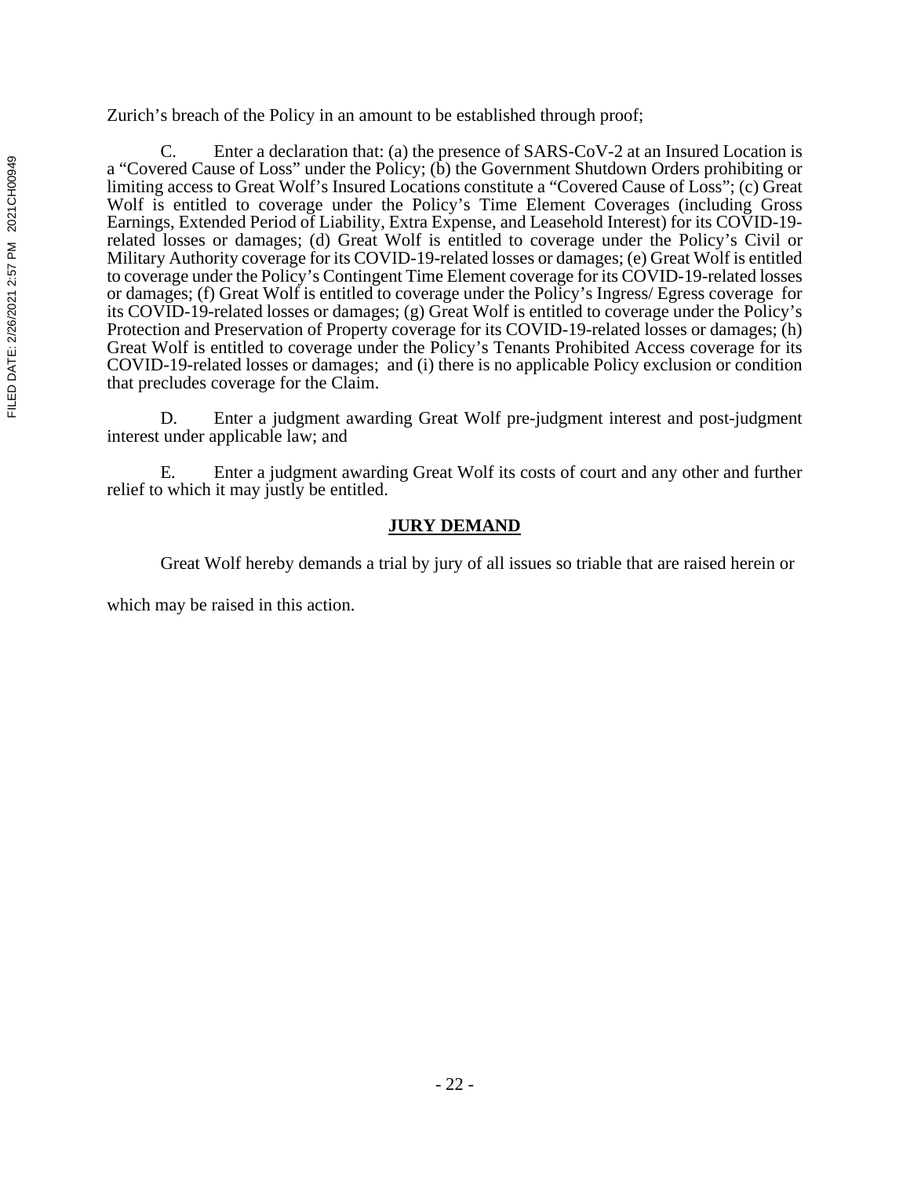Zurich's breach of the Policy in an amount to be established through proof;

C. Enter a declaration that: (a) the presence of SARS-CoV-2 at an Insured Location is a "Covered Cause of Loss" under the Policy; (b) the Government Shutdown Orders prohibiting or limiting access to Great Wolf's Insured Locations constitute a "Covered Cause of Loss"; (c) Great Wolf is entitled to coverage under the Policy's Time Element Coverages (including Gross Earnings, Extended Period of Liability, Extra Expense, and Leasehold Interest) for its COVID-19-related losses or damages; (d) Great Wolf is entitled to coverage under the Policy's Civil or Military Authority coverage for its COVID-19-related losses or damages; (e) Great Wolf is entitled to coverage under the Policy's Contingent Time Element coverage for its COVID-19-related losses or damages; (f) Great Wolf is entitled to coverage under the Policy's Ingress/ Egress coverage for its COVID-19-related losses or damages; (g) Great Wolf is entitled to coverage under the Policy's Protection and Preservation of Property coverage for its COVID-19-related losses or damages; (h) Great Wolf is entitled to coverage under the Policy's Tenants Prohibited Access coverage for its COVID-19-related losses or damages; and (i) there is no applicable Policy exclusion or condition that precludes coverage for the Claim.

D. Enter a judgment awarding Great Wolf pre-judgment interest and post-judgment interest under applicable law; and

E. Enter a judgment awarding Great Wolf its costs of court and any other and further relief to which it may justly be entitled.

## JURY DEMAND

Great Wolf hereby demands a trial by jury of all issues so triable that are raised herein or which may be raised in this action.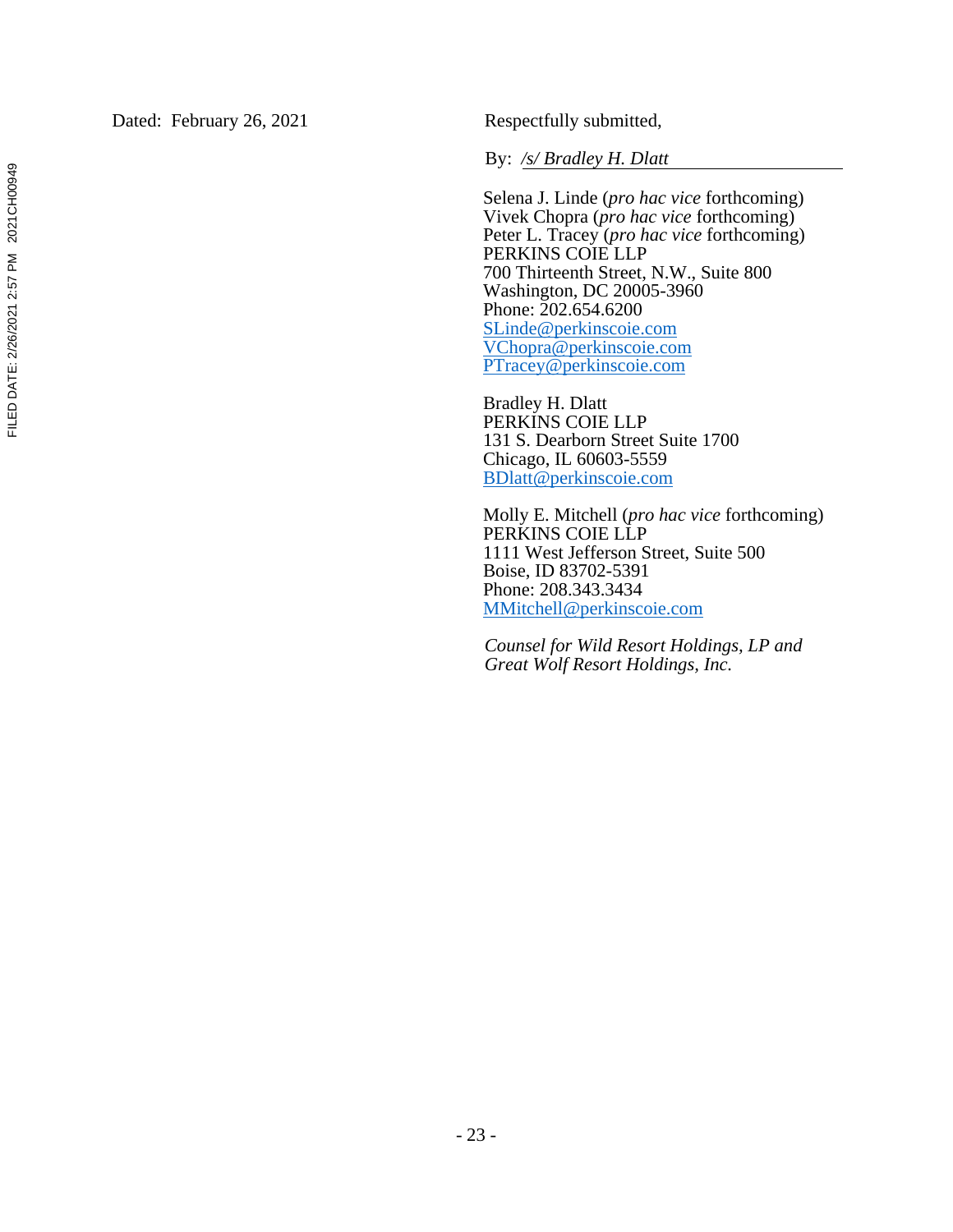Dated: February 26, 2021

Respectfully submitted,

By: */s/ Bradley H. Dlatt*

Selena J. Linde (*pro hac vice* forthcoming)
Vivek Chopra (*pro hac vice* forthcoming)
Peter L. Tracey (*pro hac vice* forthcoming)
PERKINS COIE LLP
700 Thirteenth Street, N.W., Suite 800
Washington, DC 20005-3960
Phone: 202.654.6200
SLinde@perkinscoie.com
VChopra@perkinscoie.com
PTracey@perkinscoie.com

Bradley H. Dlatt
PERKINS COIE LLP
131 S. Dearborn Street Suite 1700
Chicago, IL 60603-5559
BDlatt@perkinscoie.com

Molly E. Mitchell (*pro hac vice* forthcoming)
PERKINS COIE LLP
1111 West Jefferson Street, Suite 500
Boise, ID 83702-5391
Phone: 208.343.3434
MMitchell@perkinscoie.com

*Counsel for Wild Resort Holdings, LP and Great Wolf Resort Holdings, Inc.*